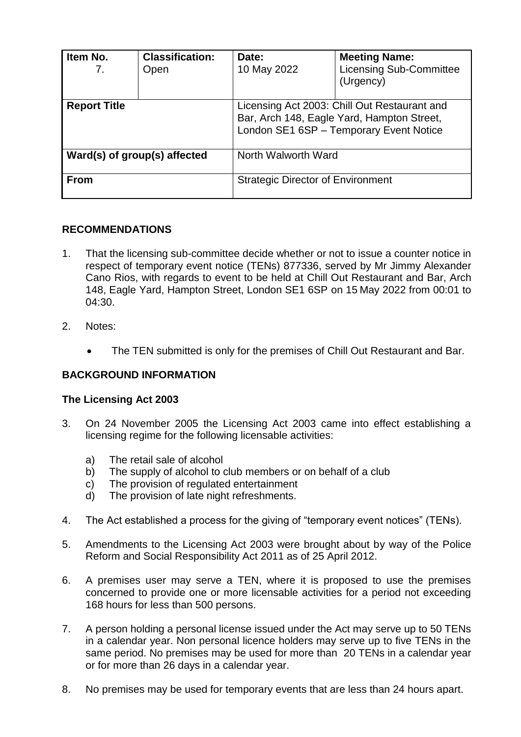| Item No. 7. | Classification: Open | Date: 10 May 2022 | Meeting Name: Licensing Sub-Committee (Urgency) |
|---|---|---|---|
| **Report Title** | | Licensing Act 2003: Chill Out Restaurant and Bar, Arch 148, Eagle Yard, Hampton Street, London SE1 6SP – Temporary Event Notice | |
| **Ward(s) of group(s) affected** | | North Walworth Ward | |
| **From** | | Strategic Director of Environment | |

## RECOMMENDATIONS

1. That the licensing sub-committee decide whether or not to issue a counter notice in respect of temporary event notice (TENs) 877336, served by Mr Jimmy Alexander Cano Rios, with regards to event to be held at Chill Out Restaurant and Bar, Arch 148, Eagle Yard, Hampton Street, London SE1 6SP on 15 May 2022 from 00:01 to 04:30.

2. Notes:

   - The TEN submitted is only for the premises of Chill Out Restaurant and Bar.

## BACKGROUND INFORMATION

### The Licensing Act 2003

3. On 24 November 2005 the Licensing Act 2003 came into effect establishing a licensing regime for the following licensable activities:

   a) The retail sale of alcohol
   b) The supply of alcohol to club members or on behalf of a club
   c) The provision of regulated entertainment
   d) The provision of late night refreshments.

4. The Act established a process for the giving of "temporary event notices" (TENs).

5. Amendments to the Licensing Act 2003 were brought about by way of the Police Reform and Social Responsibility Act 2011 as of 25 April 2012.

6. A premises user may serve a TEN, where it is proposed to use the premises concerned to provide one or more licensable activities for a period not exceeding 168 hours for less than 500 persons.

7. A person holding a personal license issued under the Act may serve up to 50 TENs in a calendar year. Non personal licence holders may serve up to five TENs in the same period. No premises may be used for more than 20 TENs in a calendar year or for more than 26 days in a calendar year.

8. No premises may be used for temporary events that are less than 24 hours apart.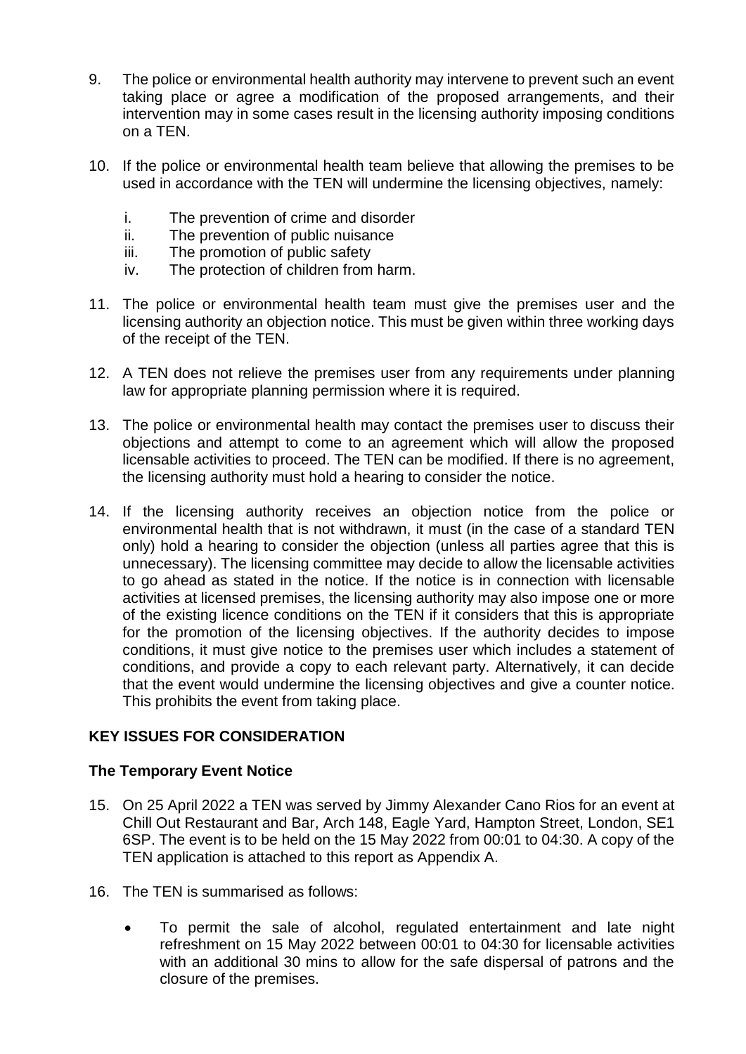9. The police or environmental health authority may intervene to prevent such an event taking place or agree a modification of the proposed arrangements, and their intervention may in some cases result in the licensing authority imposing conditions on a TEN.

10. If the police or environmental health team believe that allowing the premises to be used in accordance with the TEN will undermine the licensing objectives, namely:

    i. The prevention of crime and disorder
    ii. The prevention of public nuisance
    iii. The promotion of public safety
    iv. The protection of children from harm.

11. The police or environmental health team must give the premises user and the licensing authority an objection notice. This must be given within three working days of the receipt of the TEN.

12. A TEN does not relieve the premises user from any requirements under planning law for appropriate planning permission where it is required.

13. The police or environmental health may contact the premises user to discuss their objections and attempt to come to an agreement which will allow the proposed licensable activities to proceed. The TEN can be modified. If there is no agreement, the licensing authority must hold a hearing to consider the notice.

14. If the licensing authority receives an objection notice from the police or environmental health that is not withdrawn, it must (in the case of a standard TEN only) hold a hearing to consider the objection (unless all parties agree that this is unnecessary). The licensing committee may decide to allow the licensable activities to go ahead as stated in the notice. If the notice is in connection with licensable activities at licensed premises, the licensing authority may also impose one or more of the existing licence conditions on the TEN if it considers that this is appropriate for the promotion of the licensing objectives. If the authority decides to impose conditions, it must give notice to the premises user which includes a statement of conditions, and provide a copy to each relevant party. Alternatively, it can decide that the event would undermine the licensing objectives and give a counter notice. This prohibits the event from taking place.

## KEY ISSUES FOR CONSIDERATION

### The Temporary Event Notice

15. On 25 April 2022 a TEN was served by Jimmy Alexander Cano Rios for an event at Chill Out Restaurant and Bar, Arch 148, Eagle Yard, Hampton Street, London, SE1 6SP. The event is to be held on the 15 May 2022 from 00:01 to 04:30. A copy of the TEN application is attached to this report as Appendix A.

16. The TEN is summarised as follows:

    - To permit the sale of alcohol, regulated entertainment and late night refreshment on 15 May 2022 between 00:01 to 04:30 for licensable activities with an additional 30 mins to allow for the safe dispersal of patrons and the closure of the premises.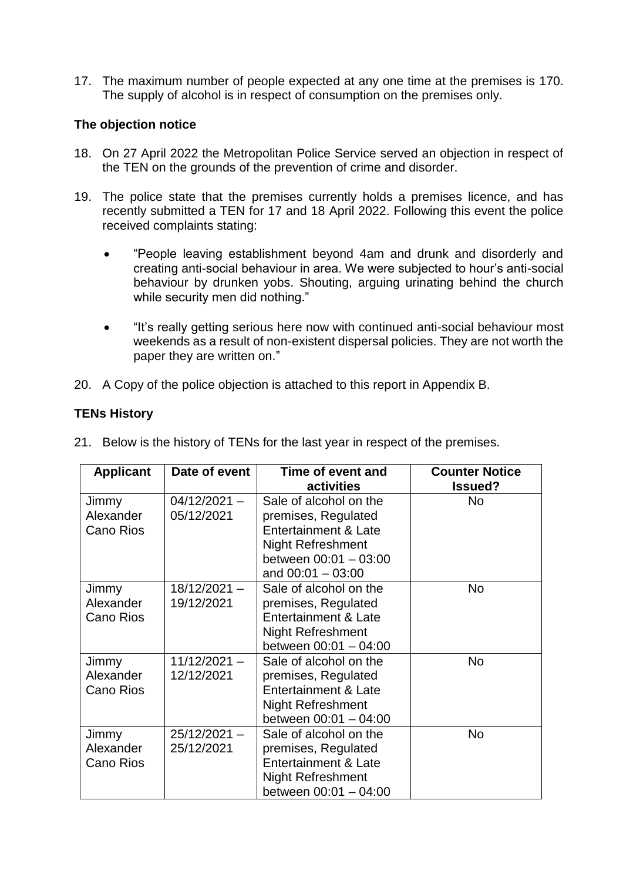17. The maximum number of people expected at any one time at the premises is 170. The supply of alcohol is in respect of consumption on the premises only.

**The objection notice**

18. On 27 April 2022 the Metropolitan Police Service served an objection in respect of the TEN on the grounds of the prevention of crime and disorder.

19. The police state that the premises currently holds a premises licence, and has recently submitted a TEN for 17 and 18 April 2022. Following this event the police received complaints stating:

    - "People leaving establishment beyond 4am and drunk and disorderly and creating anti-social behaviour in area. We were subjected to hour's anti-social behaviour by drunken yobs. Shouting, arguing urinating behind the church while security men did nothing."

    - "It's really getting serious here now with continued anti-social behaviour most weekends as a result of non-existent dispersal policies. They are not worth the paper they are written on."

20. A Copy of the police objection is attached to this report in Appendix B.

**TENs History**

21. Below is the history of TENs for the last year in respect of the premises.

| Applicant | Date of event | Time of event and activities | Counter Notice Issued? |
|---|---|---|---|
| Jimmy Alexander Cano Rios | 04/12/2021 – 05/12/2021 | Sale of alcohol on the premises, Regulated Entertainment & Late Night Refreshment between 00:01 – 03:00 and 00:01 – 03:00 | No |
| Jimmy Alexander Cano Rios | 18/12/2021 – 19/12/2021 | Sale of alcohol on the premises, Regulated Entertainment & Late Night Refreshment between 00:01 – 04:00 | No |
| Jimmy Alexander Cano Rios | 11/12/2021 – 12/12/2021 | Sale of alcohol on the premises, Regulated Entertainment & Late Night Refreshment between 00:01 – 04:00 | No |
| Jimmy Alexander Cano Rios | 25/12/2021 – 25/12/2021 | Sale of alcohol on the premises, Regulated Entertainment & Late Night Refreshment between 00:01 – 04:00 | No |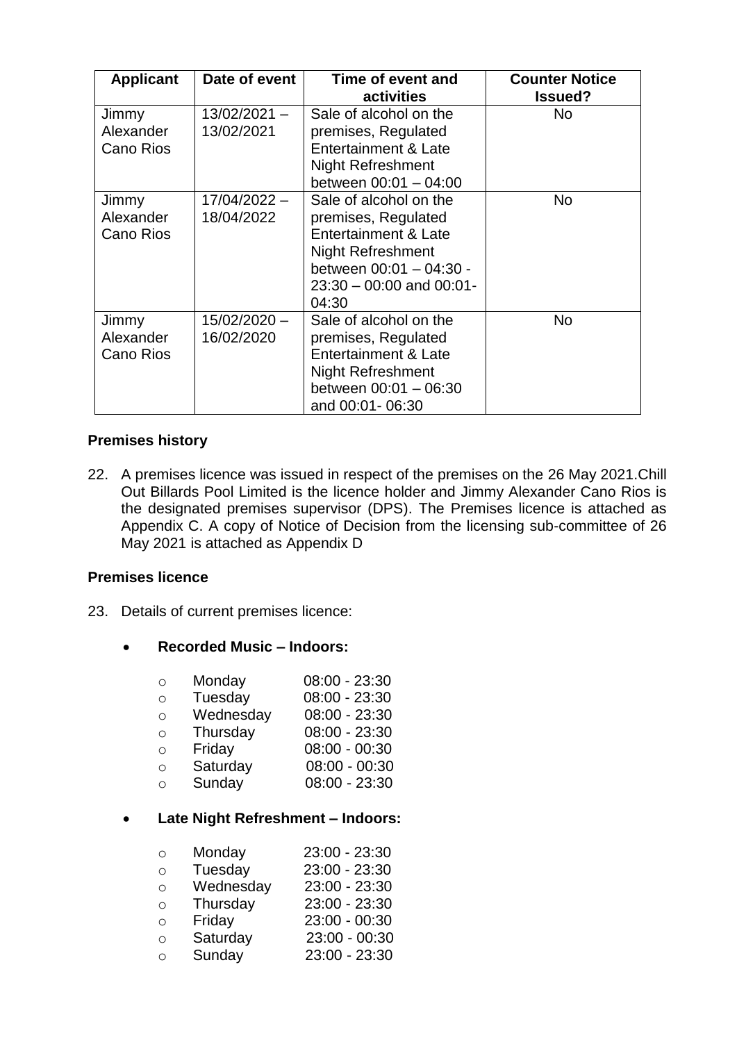| Applicant | Date of event | Time of event and activities | Counter Notice Issued? |
|---|---|---|---|
| Jimmy Alexander Cano Rios | 13/02/2021 – 13/02/2021 | Sale of alcohol on the premises, Regulated Entertainment & Late Night Refreshment between 00:01 – 04:00 | No |
| Jimmy Alexander Cano Rios | 17/04/2022 – 18/04/2022 | Sale of alcohol on the premises, Regulated Entertainment & Late Night Refreshment between 00:01 – 04:30 - 23:30 – 00:00 and 00:01-04:30 | No |
| Jimmy Alexander Cano Rios | 15/02/2020 – 16/02/2020 | Sale of alcohol on the premises, Regulated Entertainment & Late Night Refreshment between 00:01 – 06:30 and 00:01- 06:30 | No |

**Premises history**

22. A premises licence was issued in respect of the premises on the 26 May 2021.Chill Out Billards Pool Limited is the licence holder and Jimmy Alexander Cano Rios is the designated premises supervisor (DPS). The Premises licence is attached as Appendix C. A copy of Notice of Decision from the licensing sub-committee of 26 May 2021 is attached as Appendix D

**Premises licence**

23. Details of current premises licence:

- **Recorded Music – Indoors:**
  - Monday 08:00 - 23:30
  - Tuesday 08:00 - 23:30
  - Wednesday 08:00 - 23:30
  - Thursday 08:00 - 23:30
  - Friday 08:00 - 00:30
  - Saturday 08:00 - 00:30
  - Sunday 08:00 - 23:30

- **Late Night Refreshment – Indoors:**
  - Monday 23:00 - 23:30
  - Tuesday 23:00 - 23:30
  - Wednesday 23:00 - 23:30
  - Thursday 23:00 - 23:30
  - Friday 23:00 - 00:30
  - Saturday 23:00 - 00:30
  - Sunday 23:00 - 23:30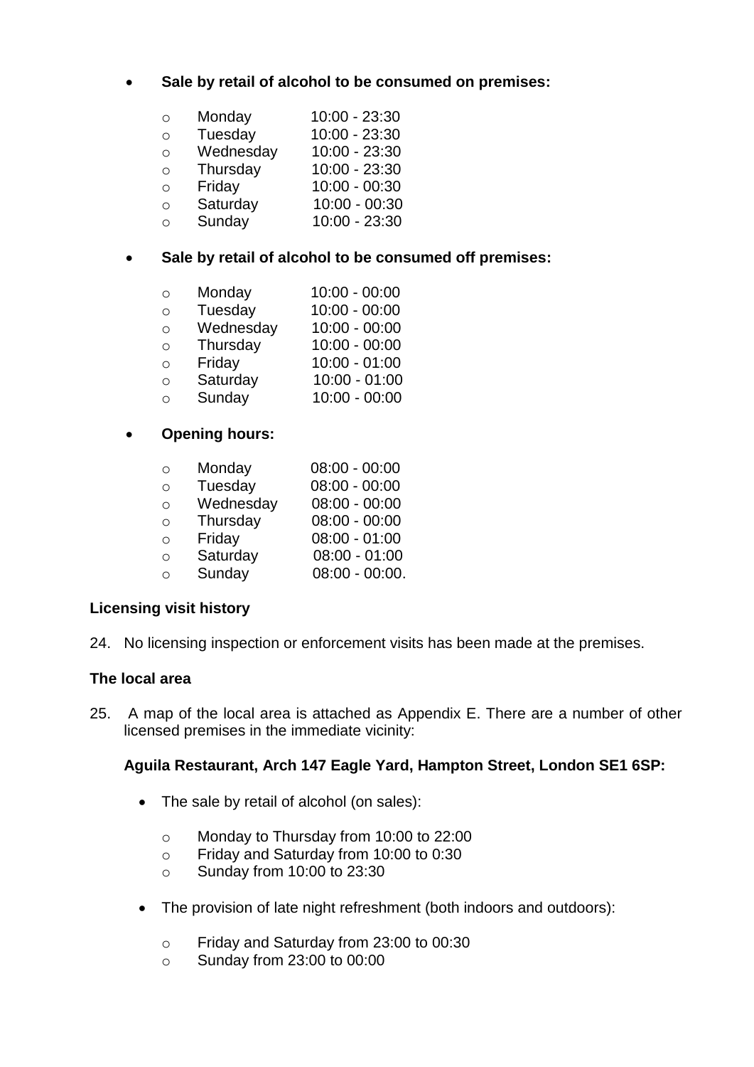- **Sale by retail of alcohol to be consumed on premises:**

  - Monday 10:00 - 23:30
  - Tuesday 10:00 - 23:30
  - Wednesday 10:00 - 23:30
  - Thursday 10:00 - 23:30
  - Friday 10:00 - 00:30
  - Saturday 10:00 - 00:30
  - Sunday 10:00 - 23:30

- **Sale by retail of alcohol to be consumed off premises:**

  - Monday 10:00 - 00:00
  - Tuesday 10:00 - 00:00
  - Wednesday 10:00 - 00:00
  - Thursday 10:00 - 00:00
  - Friday 10:00 - 01:00
  - Saturday 10:00 - 01:00
  - Sunday 10:00 - 00:00

- **Opening hours:**

  - Monday 08:00 - 00:00
  - Tuesday 08:00 - 00:00
  - Wednesday 08:00 - 00:00
  - Thursday 08:00 - 00:00
  - Friday 08:00 - 01:00
  - Saturday 08:00 - 01:00
  - Sunday 08:00 - 00:00.

**Licensing visit history**

24. No licensing inspection or enforcement visits has been made at the premises.

**The local area**

25. A map of the local area is attached as Appendix E. There are a number of other licensed premises in the immediate vicinity:

**Aguila Restaurant, Arch 147 Eagle Yard, Hampton Street, London SE1 6SP:**

- The sale by retail of alcohol (on sales):
  - Monday to Thursday from 10:00 to 22:00
  - Friday and Saturday from 10:00 to 0:30
  - Sunday from 10:00 to 23:30

- The provision of late night refreshment (both indoors and outdoors):
  - Friday and Saturday from 23:00 to 00:30
  - Sunday from 23:00 to 00:00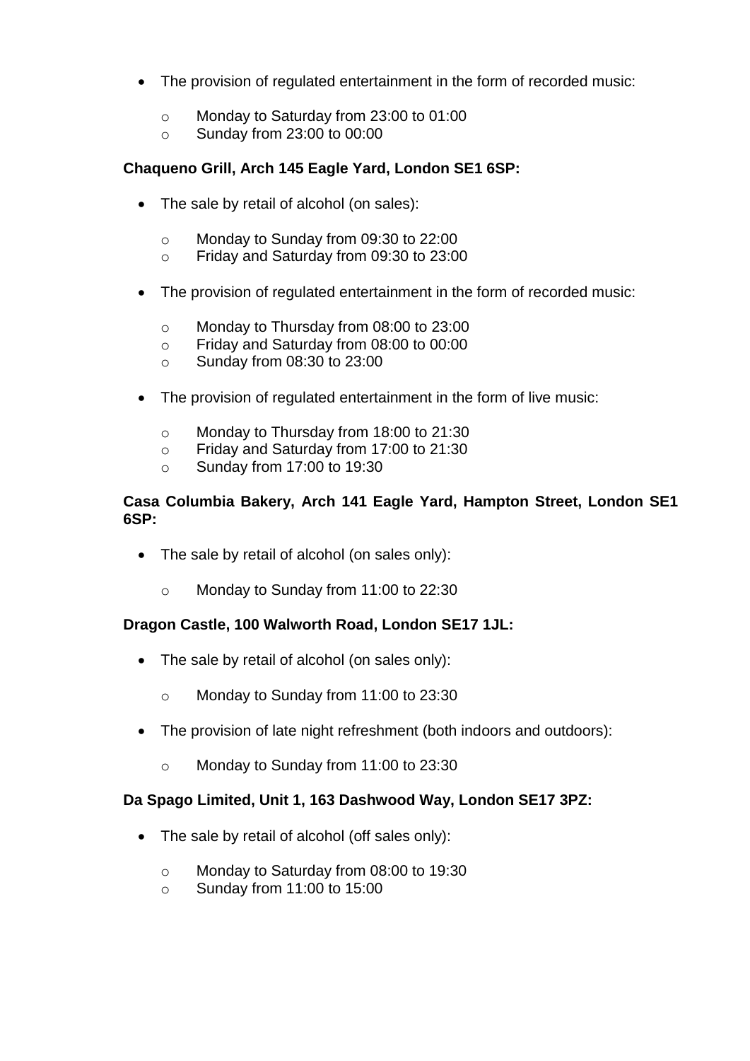- The provision of regulated entertainment in the form of recorded music:
  - Monday to Saturday from 23:00 to 01:00
  - Sunday from 23:00 to 00:00

**Chaqueno Grill, Arch 145 Eagle Yard, London SE1 6SP:**

- The sale by retail of alcohol (on sales):
  - Monday to Sunday from 09:30 to 22:00
  - Friday and Saturday from 09:30 to 23:00
- The provision of regulated entertainment in the form of recorded music:
  - Monday to Thursday from 08:00 to 23:00
  - Friday and Saturday from 08:00 to 00:00
  - Sunday from 08:30 to 23:00
- The provision of regulated entertainment in the form of live music:
  - Monday to Thursday from 18:00 to 21:30
  - Friday and Saturday from 17:00 to 21:30
  - Sunday from 17:00 to 19:30

**Casa Columbia Bakery, Arch 141 Eagle Yard, Hampton Street, London SE1 6SP:**

- The sale by retail of alcohol (on sales only):
  - Monday to Sunday from 11:00 to 22:30

**Dragon Castle, 100 Walworth Road, London SE17 1JL:**

- The sale by retail of alcohol (on sales only):
  - Monday to Sunday from 11:00 to 23:30
- The provision of late night refreshment (both indoors and outdoors):
  - Monday to Sunday from 11:00 to 23:30

**Da Spago Limited, Unit 1, 163 Dashwood Way, London SE17 3PZ:**

- The sale by retail of alcohol (off sales only):
  - Monday to Saturday from 08:00 to 19:30
  - Sunday from 11:00 to 15:00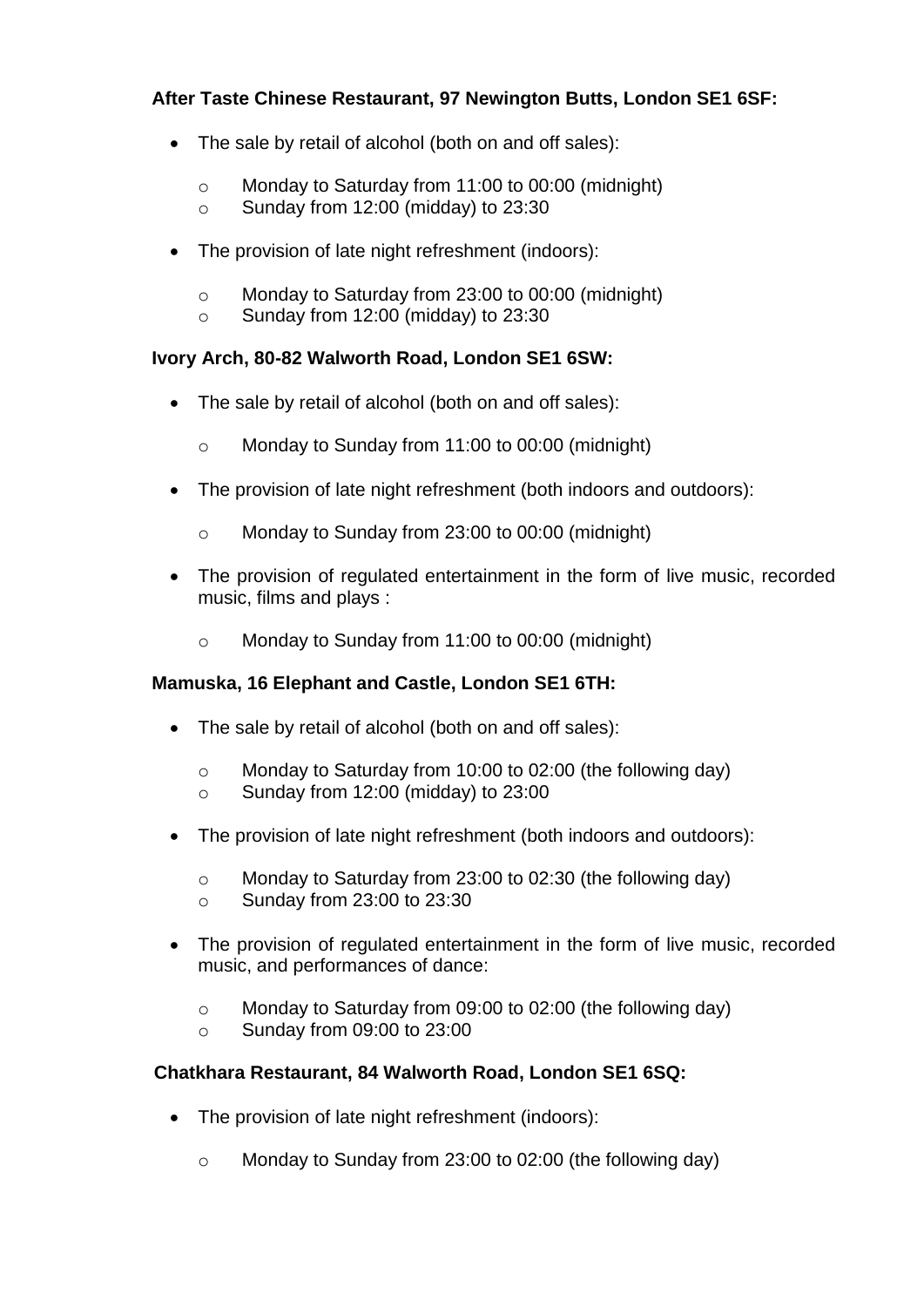**After Taste Chinese Restaurant, 97 Newington Butts, London SE1 6SF:**

- The sale by retail of alcohol (both on and off sales):
  - Monday to Saturday from 11:00 to 00:00 (midnight)
  - Sunday from 12:00 (midday) to 23:30
- The provision of late night refreshment (indoors):
  - Monday to Saturday from 23:00 to 00:00 (midnight)
  - Sunday from 12:00 (midday) to 23:30

**Ivory Arch, 80-82 Walworth Road, London SE1 6SW:**

- The sale by retail of alcohol (both on and off sales):
  - Monday to Sunday from 11:00 to 00:00 (midnight)
- The provision of late night refreshment (both indoors and outdoors):
  - Monday to Sunday from 23:00 to 00:00 (midnight)
- The provision of regulated entertainment in the form of live music, recorded music, films and plays :
  - Monday to Sunday from 11:00 to 00:00 (midnight)

**Mamuska, 16 Elephant and Castle, London SE1 6TH:**

- The sale by retail of alcohol (both on and off sales):
  - Monday to Saturday from 10:00 to 02:00 (the following day)
  - Sunday from 12:00 (midday) to 23:00
- The provision of late night refreshment (both indoors and outdoors):
  - Monday to Saturday from 23:00 to 02:30 (the following day)
  - Sunday from 23:00 to 23:30
- The provision of regulated entertainment in the form of live music, recorded music, and performances of dance:
  - Monday to Saturday from 09:00 to 02:00 (the following day)
  - Sunday from 09:00 to 23:00

**Chatkhara Restaurant, 84 Walworth Road, London SE1 6SQ:**

- The provision of late night refreshment (indoors):
  - Monday to Sunday from 23:00 to 02:00 (the following day)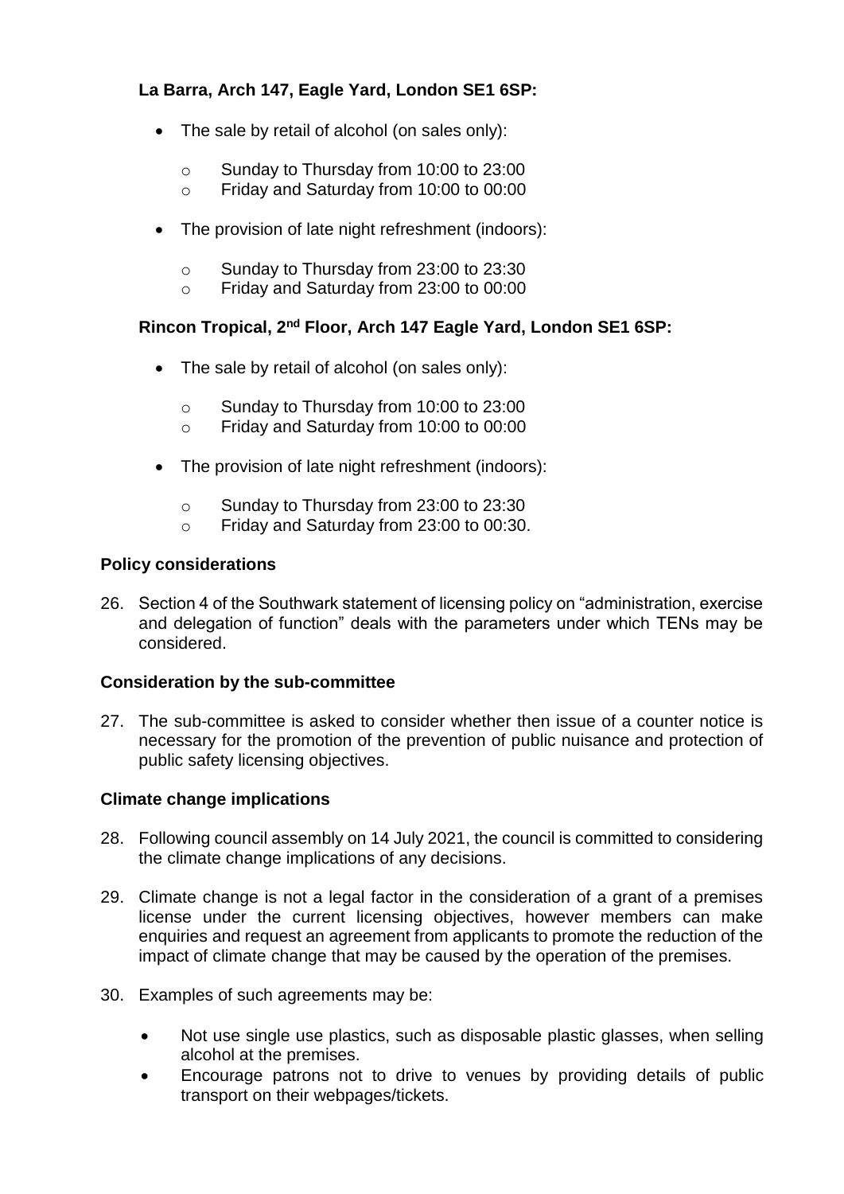**La Barra, Arch 147, Eagle Yard, London SE1 6SP:**

- The sale by retail of alcohol (on sales only):
  - Sunday to Thursday from 10:00 to 23:00
  - Friday and Saturday from 10:00 to 00:00
- The provision of late night refreshment (indoors):
  - Sunday to Thursday from 23:00 to 23:30
  - Friday and Saturday from 23:00 to 00:00

**Rincon Tropical, 2nd Floor, Arch 147 Eagle Yard, London SE1 6SP:**

- The sale by retail of alcohol (on sales only):
  - Sunday to Thursday from 10:00 to 23:00
  - Friday and Saturday from 10:00 to 00:00
- The provision of late night refreshment (indoors):
  - Sunday to Thursday from 23:00 to 23:30
  - Friday and Saturday from 23:00 to 00:30.

### Policy considerations

26. Section 4 of the Southwark statement of licensing policy on "administration, exercise and delegation of function" deals with the parameters under which TENs may be considered.

### Consideration by the sub-committee

27. The sub-committee is asked to consider whether then issue of a counter notice is necessary for the promotion of the prevention of public nuisance and protection of public safety licensing objectives.

### Climate change implications

28. Following council assembly on 14 July 2021, the council is committed to considering the climate change implications of any decisions.

29. Climate change is not a legal factor in the consideration of a grant of a premises license under the current licensing objectives, however members can make enquiries and request an agreement from applicants to promote the reduction of the impact of climate change that may be caused by the operation of the premises.

30. Examples of such agreements may be:

- Not use single use plastics, such as disposable plastic glasses, when selling alcohol at the premises.
- Encourage patrons not to drive to venues by providing details of public transport on their webpages/tickets.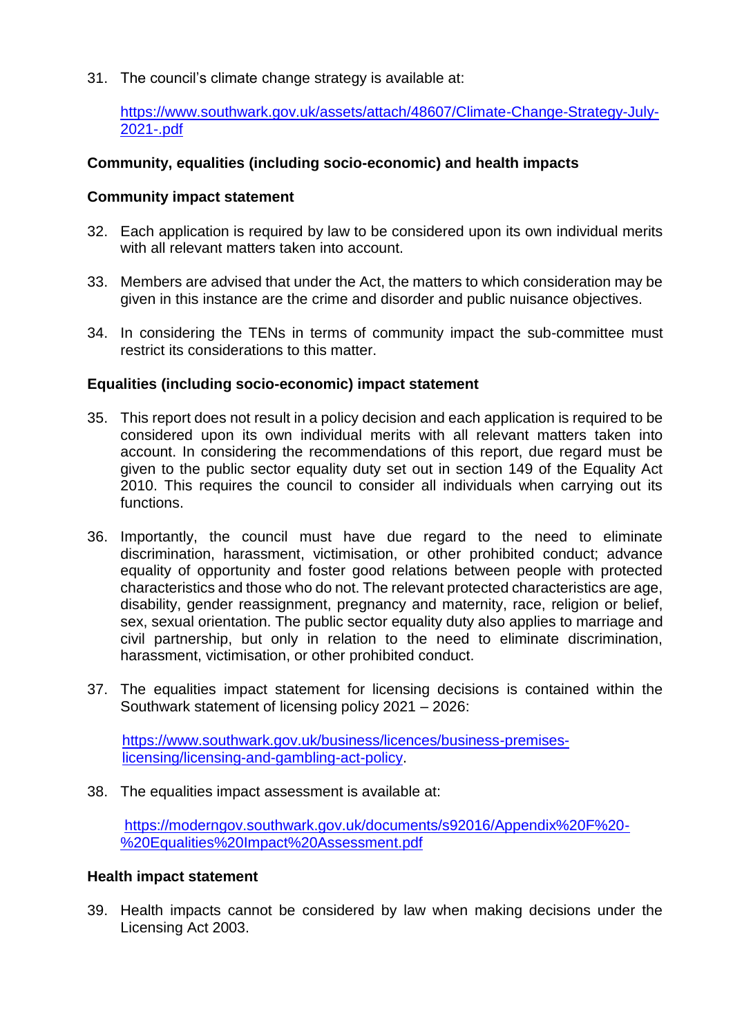31. The council's climate change strategy is available at:

    [https://www.southwark.gov.uk/assets/attach/48607/Climate-Change-Strategy-July-2021-.pdf](https://www.southwark.gov.uk/assets/attach/48607/Climate-Change-Strategy-July-2021-.pdf)

**Community, equalities (including socio-economic) and health impacts**

**Community impact statement**

32. Each application is required by law to be considered upon its own individual merits with all relevant matters taken into account.

33. Members are advised that under the Act, the matters to which consideration may be given in this instance are the crime and disorder and public nuisance objectives.

34. In considering the TENs in terms of community impact the sub-committee must restrict its considerations to this matter.

**Equalities (including socio-economic) impact statement**

35. This report does not result in a policy decision and each application is required to be considered upon its own individual merits with all relevant matters taken into account. In considering the recommendations of this report, due regard must be given to the public sector equality duty set out in section 149 of the Equality Act 2010. This requires the council to consider all individuals when carrying out its functions.

36. Importantly, the council must have due regard to the need to eliminate discrimination, harassment, victimisation, or other prohibited conduct; advance equality of opportunity and foster good relations between people with protected characteristics and those who do not. The relevant protected characteristics are age, disability, gender reassignment, pregnancy and maternity, race, religion or belief, sex, sexual orientation. The public sector equality duty also applies to marriage and civil partnership, but only in relation to the need to eliminate discrimination, harassment, victimisation, or other prohibited conduct.

37. The equalities impact statement for licensing decisions is contained within the Southwark statement of licensing policy 2021 – 2026:

    [https://www.southwark.gov.uk/business/licences/business-premises-licensing/licensing-and-gambling-act-policy](https://www.southwark.gov.uk/business/licences/business-premises-licensing/licensing-and-gambling-act-policy).

38. The equalities impact assessment is available at:

    [https://moderngov.southwark.gov.uk/documents/s92016/Appendix%20F%20-%20Equalities%20Impact%20Assessment.pdf](https://moderngov.southwark.gov.uk/documents/s92016/Appendix%20F%20-%20Equalities%20Impact%20Assessment.pdf)

**Health impact statement**

39. Health impacts cannot be considered by law when making decisions under the Licensing Act 2003.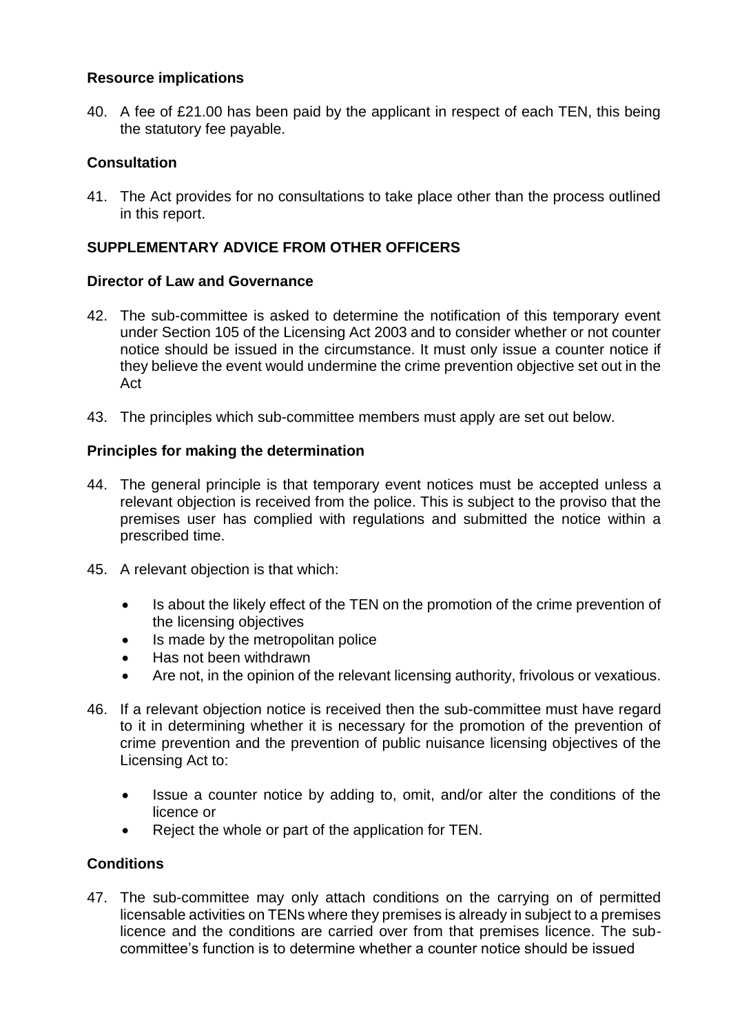### Resource implications

40. A fee of £21.00 has been paid by the applicant in respect of each TEN, this being the statutory fee payable.

### Consultation

41. The Act provides for no consultations to take place other than the process outlined in this report.

## SUPPLEMENTARY ADVICE FROM OTHER OFFICERS

### Director of Law and Governance

42. The sub-committee is asked to determine the notification of this temporary event under Section 105 of the Licensing Act 2003 and to consider whether or not counter notice should be issued in the circumstance. It must only issue a counter notice if they believe the event would undermine the crime prevention objective set out in the Act

43. The principles which sub-committee members must apply are set out below.

### Principles for making the determination

44. The general principle is that temporary event notices must be accepted unless a relevant objection is received from the police. This is subject to the proviso that the premises user has complied with regulations and submitted the notice within a prescribed time.

45. A relevant objection is that which:

    - Is about the likely effect of the TEN on the promotion of the crime prevention of the licensing objectives
    - Is made by the metropolitan police
    - Has not been withdrawn
    - Are not, in the opinion of the relevant licensing authority, frivolous or vexatious.

46. If a relevant objection notice is received then the sub-committee must have regard to it in determining whether it is necessary for the promotion of the prevention of crime prevention and the prevention of public nuisance licensing objectives of the Licensing Act to:

    - Issue a counter notice by adding to, omit, and/or alter the conditions of the licence or
    - Reject the whole or part of the application for TEN.

### Conditions

47. The sub-committee may only attach conditions on the carrying on of permitted licensable activities on TENs where they premises is already in subject to a premises licence and the conditions are carried over from that premises licence. The sub-committee's function is to determine whether a counter notice should be issued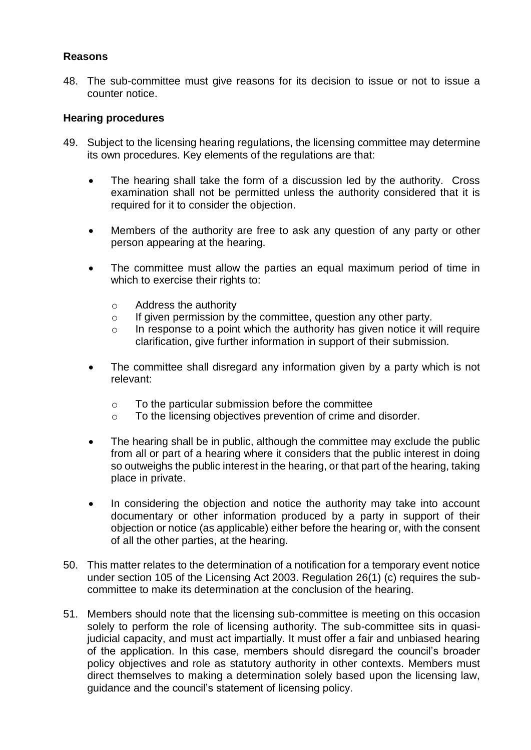**Reasons**

48. The sub-committee must give reasons for its decision to issue or not to issue a counter notice.

**Hearing procedures**

49. Subject to the licensing hearing regulations, the licensing committee may determine its own procedures. Key elements of the regulations are that:

    - The hearing shall take the form of a discussion led by the authority. Cross examination shall not be permitted unless the authority considered that it is required for it to consider the objection.

    - Members of the authority are free to ask any question of any party or other person appearing at the hearing.

    - The committee must allow the parties an equal maximum period of time in which to exercise their rights to:

        - Address the authority
        - If given permission by the committee, question any other party.
        - In response to a point which the authority has given notice it will require clarification, give further information in support of their submission.

    - The committee shall disregard any information given by a party which is not relevant:

        - To the particular submission before the committee
        - To the licensing objectives prevention of crime and disorder.

    - The hearing shall be in public, although the committee may exclude the public from all or part of a hearing where it considers that the public interest in doing so outweighs the public interest in the hearing, or that part of the hearing, taking place in private.

    - In considering the objection and notice the authority may take into account documentary or other information produced by a party in support of their objection or notice (as applicable) either before the hearing or, with the consent of all the other parties, at the hearing.

50. This matter relates to the determination of a notification for a temporary event notice under section 105 of the Licensing Act 2003. Regulation 26(1) (c) requires the sub-committee to make its determination at the conclusion of the hearing.

51. Members should note that the licensing sub-committee is meeting on this occasion solely to perform the role of licensing authority. The sub-committee sits in quasi-judicial capacity, and must act impartially. It must offer a fair and unbiased hearing of the application. In this case, members should disregard the council's broader policy objectives and role as statutory authority in other contexts. Members must direct themselves to making a determination solely based upon the licensing law, guidance and the council's statement of licensing policy.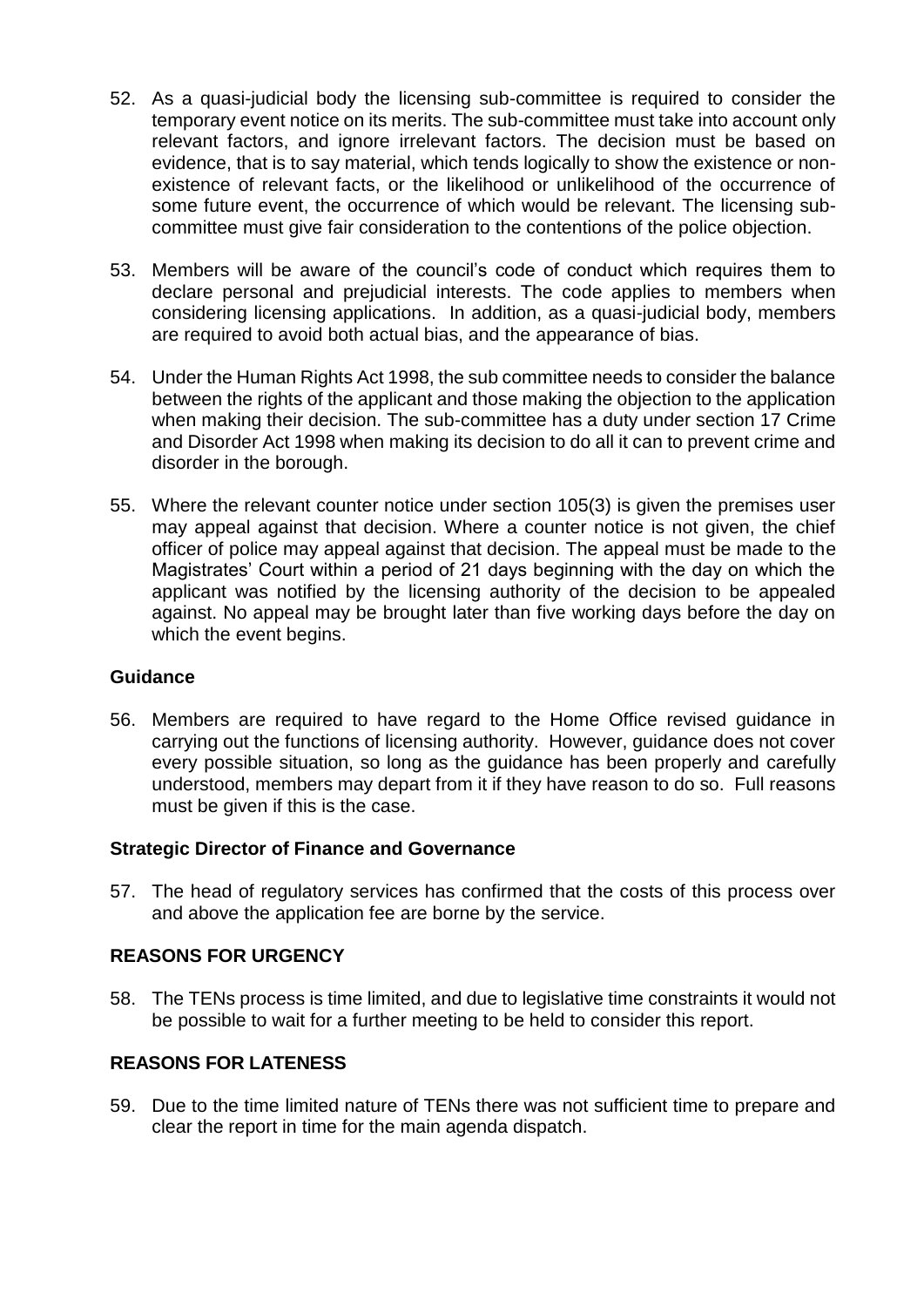52. As a quasi-judicial body the licensing sub-committee is required to consider the temporary event notice on its merits. The sub-committee must take into account only relevant factors, and ignore irrelevant factors. The decision must be based on evidence, that is to say material, which tends logically to show the existence or non-existence of relevant facts, or the likelihood or unlikelihood of the occurrence of some future event, the occurrence of which would be relevant. The licensing sub-committee must give fair consideration to the contentions of the police objection.

53. Members will be aware of the council's code of conduct which requires them to declare personal and prejudicial interests. The code applies to members when considering licensing applications. In addition, as a quasi-judicial body, members are required to avoid both actual bias, and the appearance of bias.

54. Under the Human Rights Act 1998, the sub committee needs to consider the balance between the rights of the applicant and those making the objection to the application when making their decision. The sub-committee has a duty under section 17 Crime and Disorder Act 1998 when making its decision to do all it can to prevent crime and disorder in the borough.

55. Where the relevant counter notice under section 105(3) is given the premises user may appeal against that decision. Where a counter notice is not given, the chief officer of police may appeal against that decision. The appeal must be made to the Magistrates' Court within a period of 21 days beginning with the day on which the applicant was notified by the licensing authority of the decision to be appealed against. No appeal may be brought later than five working days before the day on which the event begins.

### Guidance

56. Members are required to have regard to the Home Office revised guidance in carrying out the functions of licensing authority. However, guidance does not cover every possible situation, so long as the guidance has been properly and carefully understood, members may depart from it if they have reason to do so. Full reasons must be given if this is the case.

### Strategic Director of Finance and Governance

57. The head of regulatory services has confirmed that the costs of this process over and above the application fee are borne by the service.

## REASONS FOR URGENCY

58. The TENs process is time limited, and due to legislative time constraints it would not be possible to wait for a further meeting to be held to consider this report.

## REASONS FOR LATENESS

59. Due to the time limited nature of TENs there was not sufficient time to prepare and clear the report in time for the main agenda dispatch.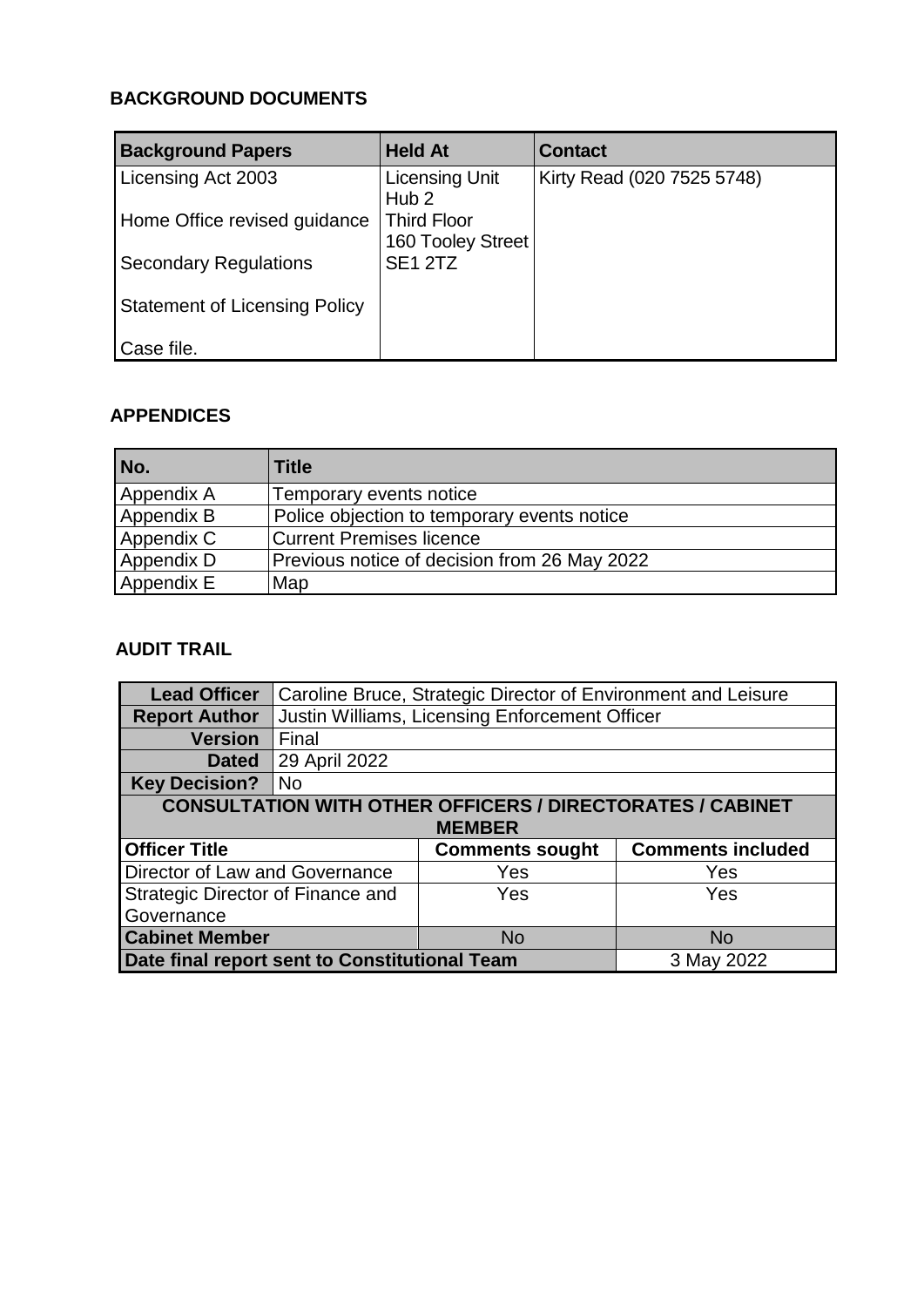## BACKGROUND DOCUMENTS

| Background Papers | Held At | Contact |
| --- | --- | --- |
| Licensing Act 2003<br><br>Home Office revised guidance<br><br>Secondary Regulations<br><br>Statement of Licensing Policy<br><br>Case file. | Licensing Unit<br>Hub 2<br>Third Floor<br>160 Tooley Street<br>SE1 2TZ | Kirty Read (020 7525 5748) |

## APPENDICES

| No. | Title |
| --- | --- |
| Appendix A | Temporary events notice |
| Appendix B | Police objection to temporary events notice |
| Appendix C | Current Premises licence |
| Appendix D | Previous notice of decision from 26 May 2022 |
| Appendix E | Map |

## AUDIT TRAIL

| | | | |
| --- | --- | --- | --- |
| **Lead Officer** | Caroline Bruce, Strategic Director of Environment and Leisure | | |
| **Report Author** | Justin Williams, Licensing Enforcement Officer | | |
| **Version** | Final | | |
| **Dated** | 29 April 2022 | | |
| **Key Decision?** | No | | |
| **CONSULTATION WITH OTHER OFFICERS / DIRECTORATES / CABINET MEMBER** | | | |
| **Officer Title** | | **Comments sought** | **Comments included** |
| Director of Law and Governance | | Yes | Yes |
| Strategic Director of Finance and Governance | | Yes | Yes |
| **Cabinet Member** | | No | No |
| **Date final report sent to Constitutional Team** | | | 3 May 2022 |